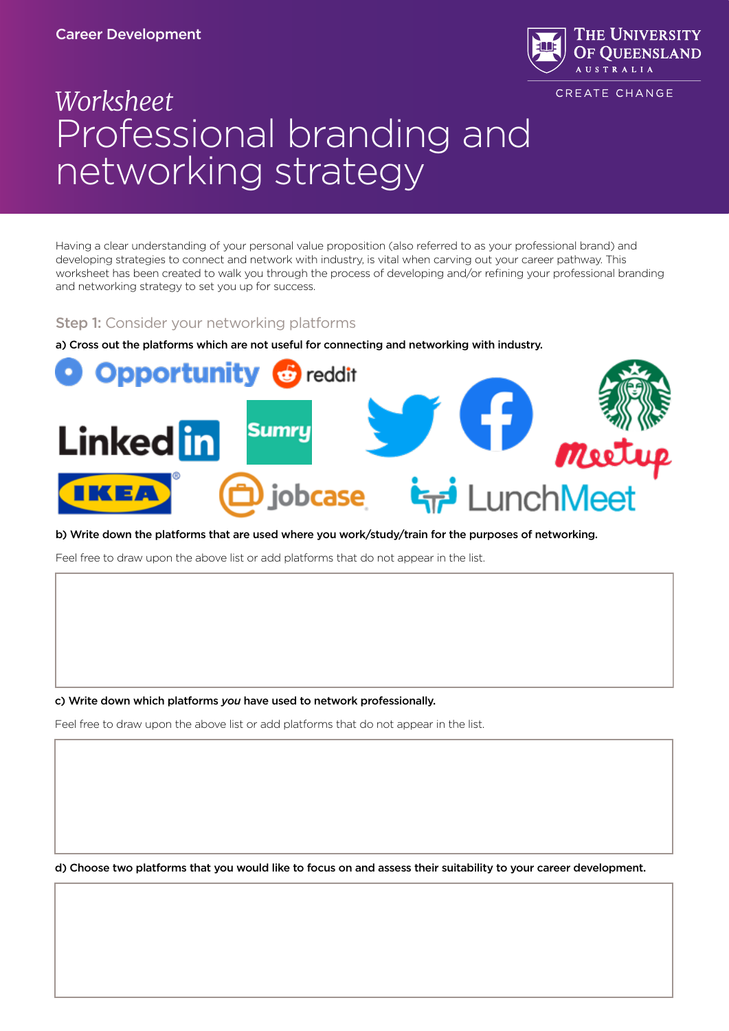Career Development

*Worksheet*

# Professional branding and networking strategy

Having a clear understanding of your personal value proposition (also referred to as your professional brand) and developing strategies to connect and network with industry, is vital when carving out your career pathway. This worksheet has been created to walk you through the process of developing and/or refining your professional branding and networking strategy to set you up for success.

## Step 1: Consider your networking platforms

**a) Cross out the platforms which are not useful for connecting and networking with industry.**

Opportunity, reddit, LinkedIn, Sumry, Twitter, Facebook, Starbucks, Meetup, IKEA, jobcase, LunchMeet

**b) Write down the platforms that are used where you work/study/train for the purposes of networking.**

Feel free to draw upon the above list or add platforms that do not appear in the list.

**c) Write down which platforms *you* have used to network professionally.**

Feel free to draw upon the above list or add platforms that do not appear in the list.

**d) Choose two platforms that you would like to focus on and assess their suitability to your career development.**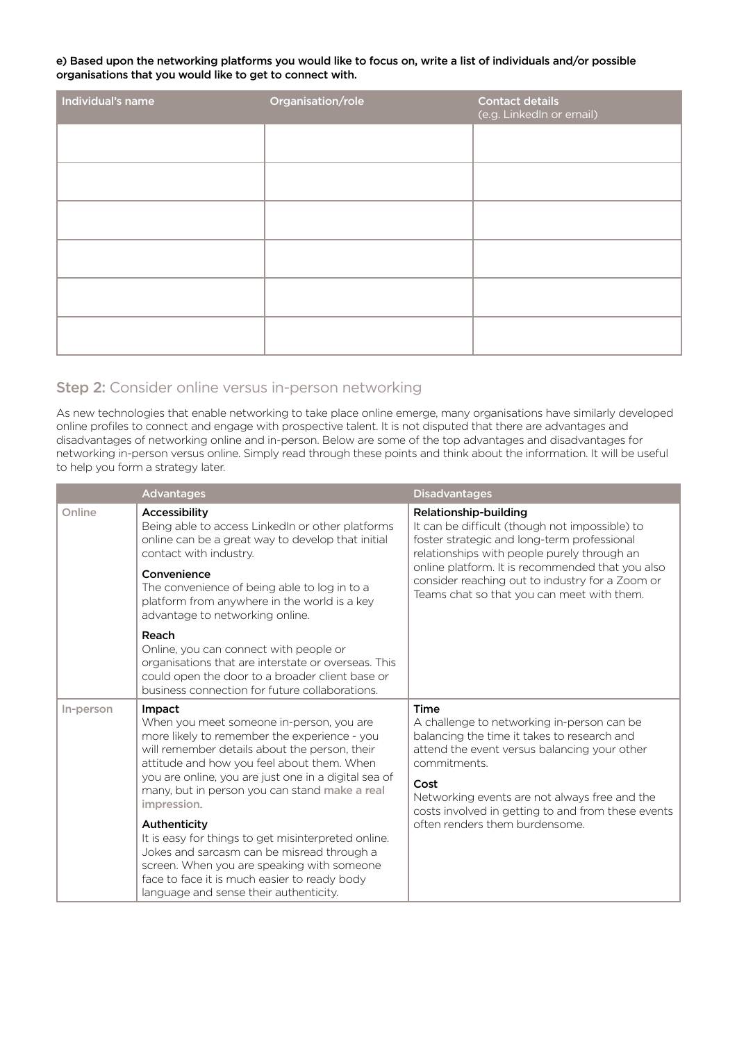**e) Based upon the networking platforms you would like to focus on, write a list of individuals and/or possible organisations that you would like to get to connect with.**

| Individual's name | Organisation/role | Contact details (e.g. LinkedIn or email) |
|---|---|---|
| | | |
| | | |
| | | |
| | | |
| | | |
| | | |

## Step 2: Consider online versus in-person networking

As new technologies that enable networking to take place online emerge, many organisations have similarly developed online profiles to connect and engage with prospective talent. It is not disputed that there are advantages and disadvantages of networking online and in-person. Below are some of the top advantages and disadvantages for networking in-person versus online. Simply read through these points and think about the information. It will be useful to help you form a strategy later.

| | Advantages | Disadvantages |
|---|---|---|
| Online | **Accessibility**<br>Being able to access LinkedIn or other platforms online can be a great way to develop that initial contact with industry.<br>**Convenience**<br>The convenience of being able to log in to a platform from anywhere in the world is a key advantage to networking online.<br>**Reach**<br>Online, you can connect with people or organisations that are interstate or overseas. This could open the door to a broader client base or business connection for future collaborations. | **Relationship-building**<br>It can be difficult (though not impossible) to foster strategic and long-term professional relationships with people purely through an online platform. It is recommended that you also consider reaching out to industry for a Zoom or Teams chat so that you can meet with them. |
| In-person | **Impact**<br>When you meet someone in-person, you are more likely to remember the experience - you will remember details about the person, their attitude and how you feel about them. When you are online, you are just one in a digital sea of many, but in person you can stand make a real impression.<br>**Authenticity**<br>It is easy for things to get misinterpreted online. Jokes and sarcasm can be misread through a screen. When you are speaking with someone face to face it is much easier to ready body language and sense their authenticity. | **Time**<br>A challenge to networking in-person can be balancing the time it takes to research and attend the event versus balancing your other commitments.<br>**Cost**<br>Networking events are not always free and the costs involved in getting to and from these events often renders them burdensome. |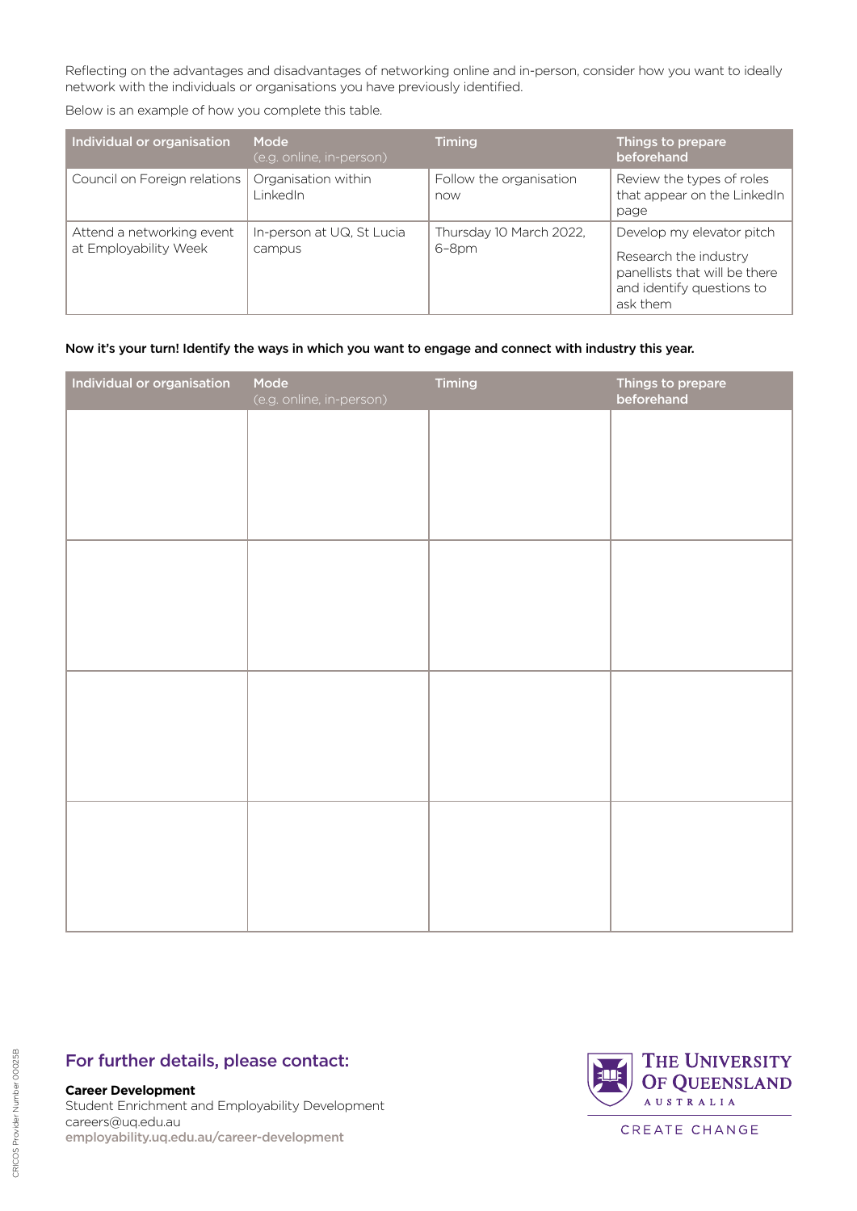Reflecting on the advantages and disadvantages of networking online and in-person, consider how you want to ideally network with the individuals or organisations you have previously identified.

Below is an example of how you complete this table.

| Individual or organisation | Mode (e.g. online, in-person) | Timing | Things to prepare beforehand |
|---|---|---|---|
| Council on Foreign relations | Organisation within LinkedIn | Follow the organisation now | Review the types of roles that appear on the LinkedIn page |
| Attend a networking event at Employability Week | In-person at UQ, St Lucia campus | Thursday 10 March 2022, 6–8pm | Develop my elevator pitch<br><br>Research the industry panellists that will be there and identify questions to ask them |

**Now it's your turn! Identify the ways in which you want to engage and connect with industry this year.**

| Individual or organisation | Mode (e.g. online, in-person) | Timing | Things to prepare beforehand |
|---|---|---|---|
| | | | |
| | | | |
| | | | |
| | | | |

## For further details, please contact:

**Career Development**
Student Enrichment and Employability Development
careers@uq.edu.au
employability.uq.edu.au/career-development

The University Of Queensland
AUSTRALIA

CREATE CHANGE

CRICOS Provider Number 00025B